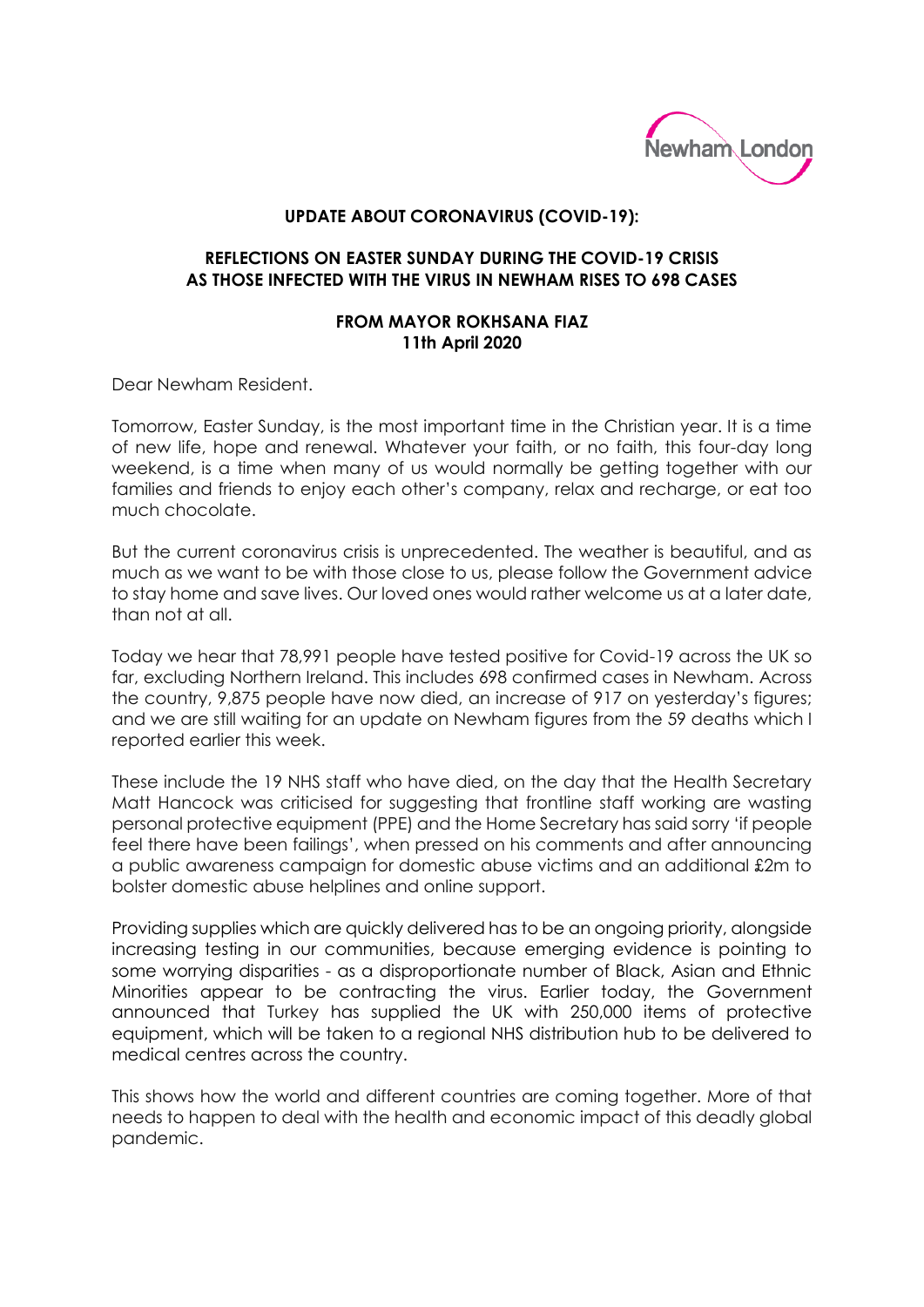## UPDATE ABOUT CORONAVIRUS (COVID-19):

## REFLECTIONS ON EASTER SUNDAY DURING THE COVID-19 CRISIS AS THOSE INFECTED WITH THE VIRUS IN NEWHAM RISES TO 698 CASES

### FROM MAYOR ROKHSANA FIAZ
### 11th April 2020

Dear Newham Resident.

Tomorrow, Easter Sunday, is the most important time in the Christian year. It is a time of new life, hope and renewal. Whatever your faith, or no faith, this four-day long weekend, is a time when many of us would normally be getting together with our families and friends to enjoy each other's company, relax and recharge, or eat too much chocolate.

But the current coronavirus crisis is unprecedented. The weather is beautiful, and as much as we want to be with those close to us, please follow the Government advice to stay home and save lives. Our loved ones would rather welcome us at a later date, than not at all.

Today we hear that 78,991 people have tested positive for Covid-19 across the UK so far, excluding Northern Ireland. This includes 698 confirmed cases in Newham. Across the country, 9,875 people have now died, an increase of 917 on yesterday's figures; and we are still waiting for an update on Newham figures from the 59 deaths which I reported earlier this week.

These include the 19 NHS staff who have died, on the day that the Health Secretary Matt Hancock was criticised for suggesting that frontline staff working are wasting personal protective equipment (PPE) and the Home Secretary has said sorry 'if people feel there have been failings', when pressed on his comments and after announcing a public awareness campaign for domestic abuse victims and an additional £2m to bolster domestic abuse helplines and online support.

Providing supplies which are quickly delivered has to be an ongoing priority, alongside increasing testing in our communities, because emerging evidence is pointing to some worrying disparities - as a disproportionate number of Black, Asian and Ethnic Minorities appear to be contracting the virus. Earlier today, the Government announced that Turkey has supplied the UK with 250,000 items of protective equipment, which will be taken to a regional NHS distribution hub to be delivered to medical centres across the country.

This shows how the world and different countries are coming together. More of that needs to happen to deal with the health and economic impact of this deadly global pandemic.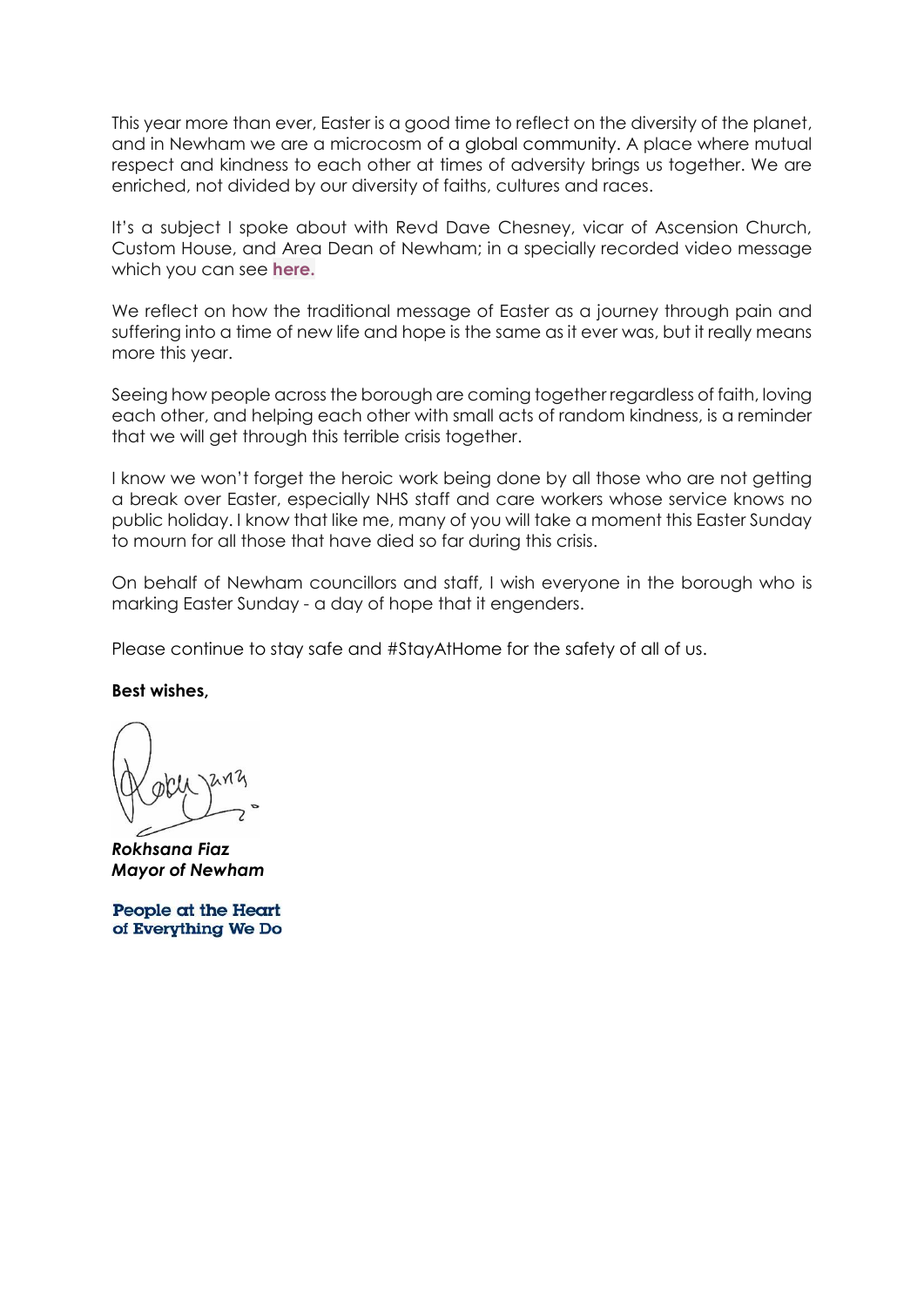This year more than ever, Easter is a good time to reflect on the diversity of the planet, and in Newham we are a microcosm of a global community. A place where mutual respect and kindness to each other at times of adversity brings us together. We are enriched, not divided by our diversity of faiths, cultures and races.

It's a subject I spoke about with Revd Dave Chesney, vicar of Ascension Church, Custom House, and Area Dean of Newham; in a specially recorded video message which you can see **here.**

We reflect on how the traditional message of Easter as a journey through pain and suffering into a time of new life and hope is the same as it ever was, but it really means more this year.

Seeing how people across the borough are coming together regardless of faith, loving each other, and helping each other with small acts of random kindness, is a reminder that we will get through this terrible crisis together.

I know we won't forget the heroic work being done by all those who are not getting a break over Easter, especially NHS staff and care workers whose service knows no public holiday. I know that like me, many of you will take a moment this Easter Sunday to mourn for all those that have died so far during this crisis.

On behalf of Newham councillors and staff, I wish everyone in the borough who is marking Easter Sunday - a day of hope that it engenders.

Please continue to stay safe and #StayAtHome for the safety of all of us.

**Best wishes,**

***Rokhsana Fiaz***
***Mayor of Newham***

**People at the Heart of Everything We Do**